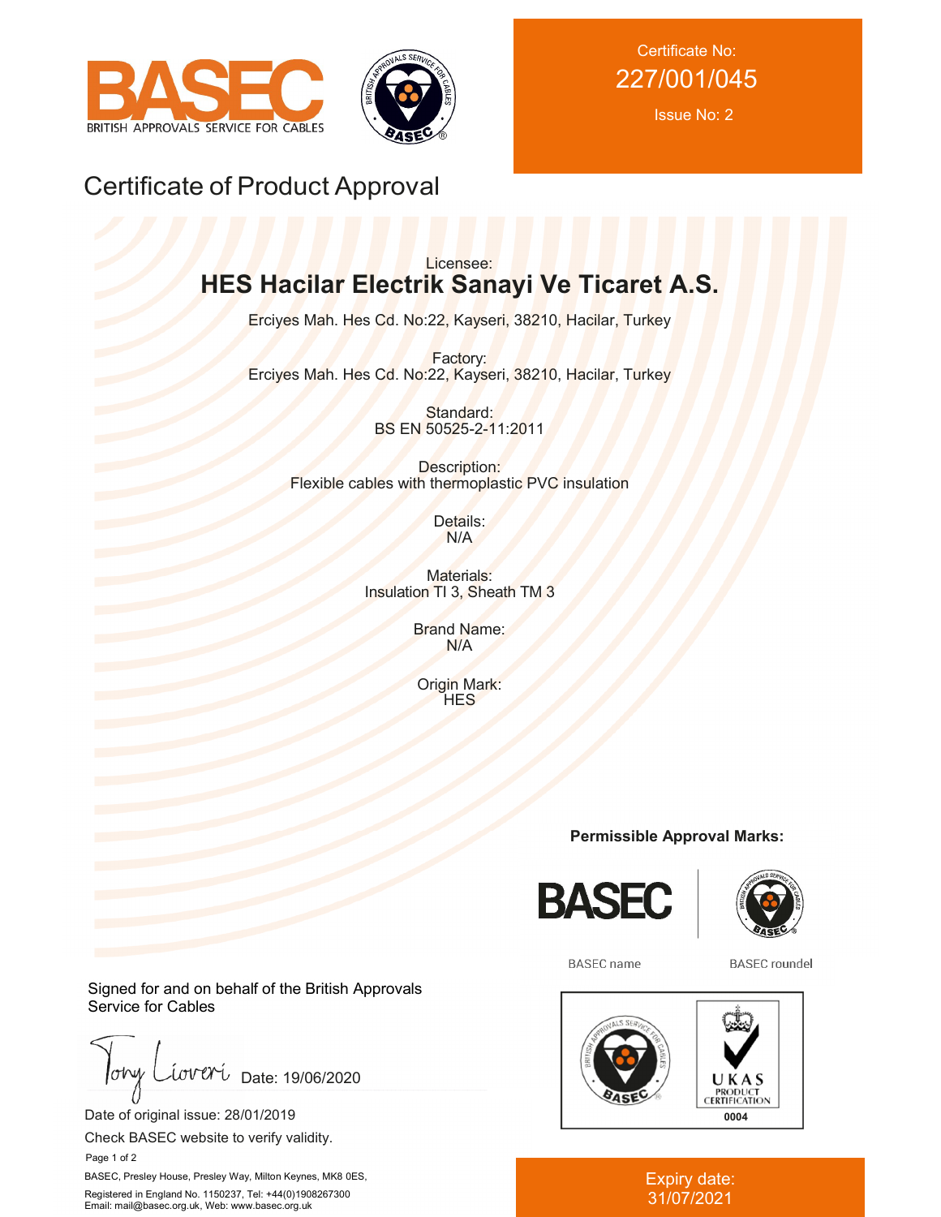BASEC
BRITISH APPROVALS SERVICE FOR CABLES

Certificate No:
227/001/045
Issue No: 2

# Certificate of Product Approval

Licensee:
## HES Hacilar Electrik Sanayi Ve Ticaret A.S.

Erciyes Mah. Hes Cd. No:22, Kayseri, 38210, Hacilar, Turkey

Factory:
Erciyes Mah. Hes Cd. No:22, Kayseri, 38210, Hacilar, Turkey

Standard:
BS EN 50525-2-11:2011

Description:
Flexible cables with thermoplastic PVC insulation

Details:
N/A

Materials:
Insulation TI 3, Sheath TM 3

Brand Name:
N/A

Origin Mark:
HES

**Permissible Approval Marks:**

BASEC name | BASEC roundel

UKAS PRODUCT CERTIFICATION 0004

Signed for and on behalf of the British Approvals Service for Cables

Date: 19/06/2020

Date of original issue: 28/01/2019

Check BASEC website to verify validity.

BASEC, Presley House, Presley Way, Milton Keynes, MK8 0ES,
Registered in England No. 1150237, Tel: +44(0)1908267300
Email: mail@basec.org.uk, Web: www.basec.org.uk

Expiry date:
31/07/2021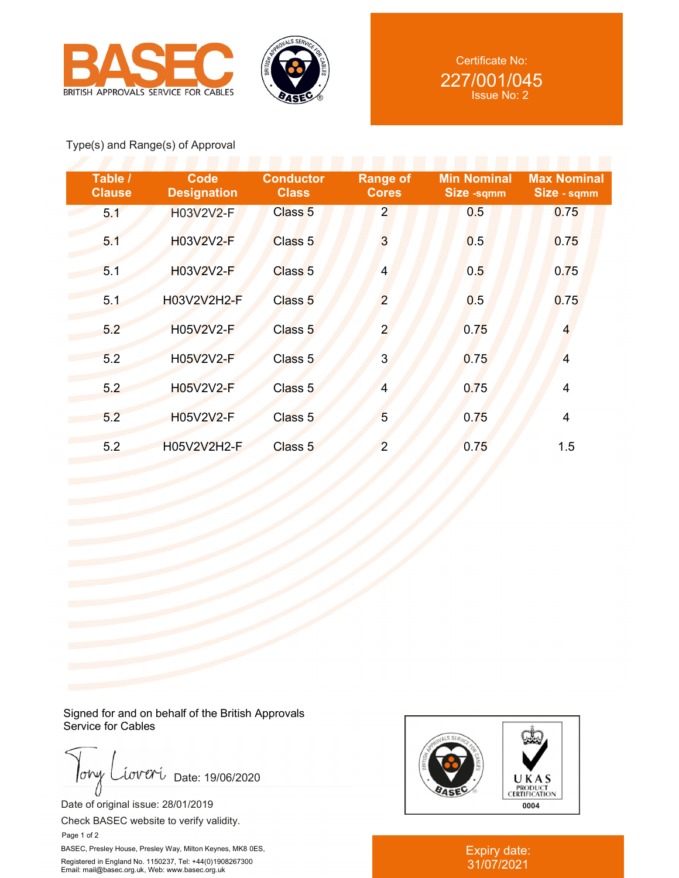BASEC

BRITISH APPROVALS SERVICE FOR CABLES

Certificate No:
227/001/045
Issue No: 2

Type(s) and Range(s) of Approval

| Table / Clause | Code Designation | Conductor Class | Range of Cores | Min Nominal Size -sqmm | Max Nominal Size - sqmm |
|---|---|---|---|---|---|
| 5.1 | H03V2V2-F | Class 5 | 2 | 0.5 | 0.75 |
| 5.1 | H03V2V2-F | Class 5 | 3 | 0.5 | 0.75 |
| 5.1 | H03V2V2-F | Class 5 | 4 | 0.5 | 0.75 |
| 5.1 | H03V2V2H2-F | Class 5 | 2 | 0.5 | 0.75 |
| 5.2 | H05V2V2-F | Class 5 | 2 | 0.75 | 4 |
| 5.2 | H05V2V2-F | Class 5 | 3 | 0.75 | 4 |
| 5.2 | H05V2V2-F | Class 5 | 4 | 0.75 | 4 |
| 5.2 | H05V2V2-F | Class 5 | 5 | 0.75 | 4 |
| 5.2 | H05V2V2H2-F | Class 5 | 2 | 0.75 | 1.5 |

Signed for and on behalf of the British Approvals Service for Cables

Tony Liveri Date: 19/06/2020

Date of original issue: 28/01/2019

Check BASEC website to verify validity.

BASEC, Presley House, Presley Way, Milton Keynes, MK8 0ES,

Registered in England No. 1150237, Tel: +44(0)1908267300
Email: mail@basec.org.uk, Web: www.basec.org.uk

UKAS PRODUCT CERTIFICATION 0004

Expiry date:
31/07/2021